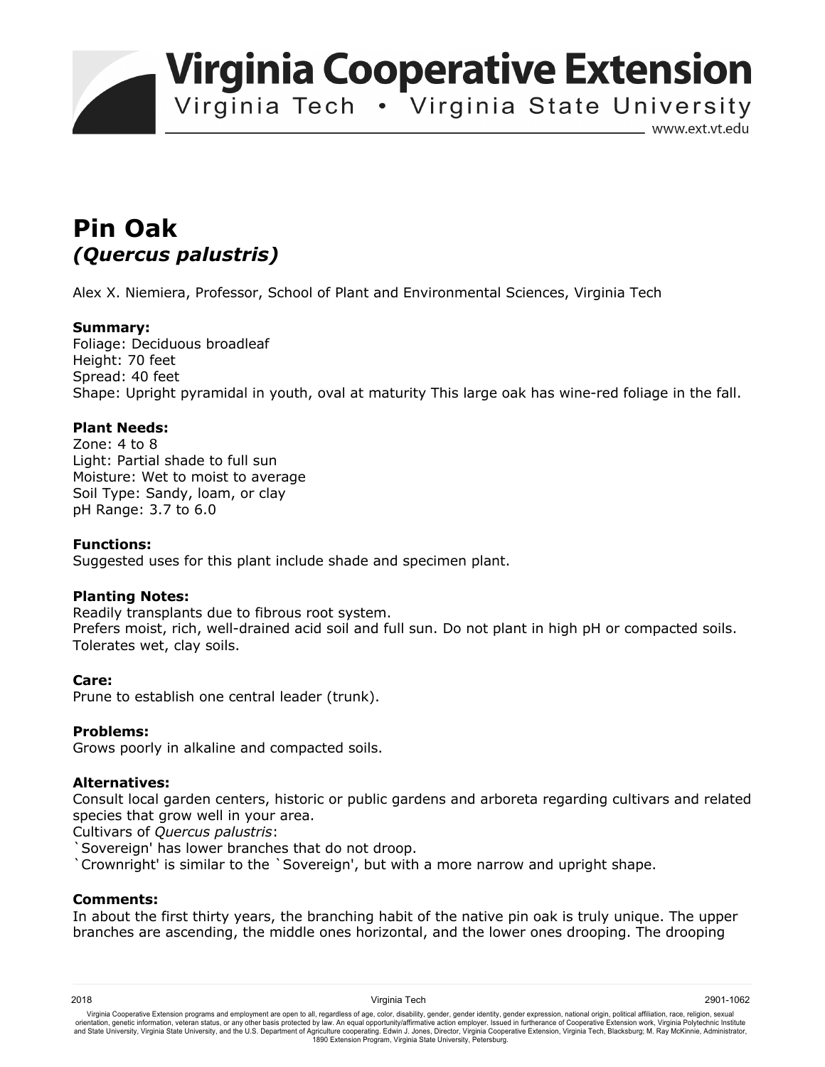# Pin Oak
## *(Quercus palustris)*

Alex X. Niemiera, Professor, School of Plant and Environmental Sciences, Virginia Tech

**Summary:**
Foliage: Deciduous broadleaf
Height: 70 feet
Spread: 40 feet
Shape: Upright pyramidal in youth, oval at maturity This large oak has wine-red foliage in the fall.

**Plant Needs:**
Zone: 4 to 8
Light: Partial shade to full sun
Moisture: Wet to moist to average
Soil Type: Sandy, loam, or clay
pH Range: 3.7 to 6.0

**Functions:**
Suggested uses for this plant include shade and specimen plant.

**Planting Notes:**
Readily transplants due to fibrous root system.
Prefers moist, rich, well-drained acid soil and full sun. Do not plant in high pH or compacted soils.
Tolerates wet, clay soils.

**Care:**
Prune to establish one central leader (trunk).

**Problems:**
Grows poorly in alkaline and compacted soils.

**Alternatives:**
Consult local garden centers, historic or public gardens and arboreta regarding cultivars and related species that grow well in your area.
Cultivars of *Quercus palustris*:
`Sovereign' has lower branches that do not droop.
`Crownright' is similar to the `Sovereign', but with a more narrow and upright shape.

**Comments:**
In about the first thirty years, the branching habit of the native pin oak is truly unique. The upper branches are ascending, the middle ones horizontal, and the lower ones drooping. The drooping

2018 Virginia Tech 2901-1062

Virginia Cooperative Extension programs and employment are open to all, regardless of age, color, disability, gender, gender identity, gender expression, national origin, political affiliation, race, religion, sexual orientation, genetic information, veteran status, or any other basis protected by law. An equal opportunity/affirmative action employer. Issued in furtherance of Cooperative Extension work, Virginia Polytechnic Institute and State University, Virginia State University, and the U.S. Department of Agriculture cooperating. Edwin J. Jones, Director, Virginia Cooperative Extension, Virginia Tech, Blacksburg; M. Ray McKinnie, Administrator, 1890 Extension Program, Virginia State University, Petersburg.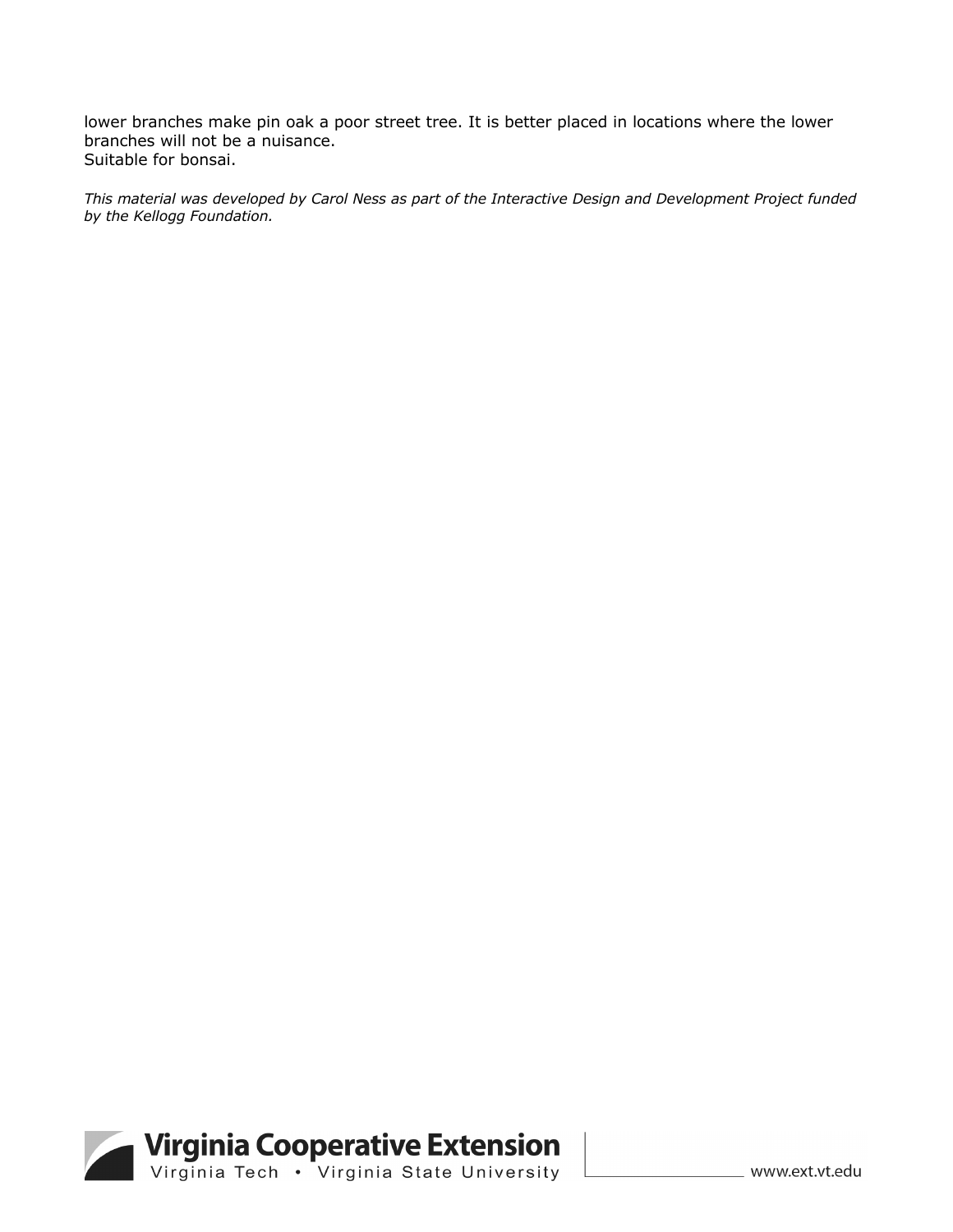lower branches make pin oak a poor street tree. It is better placed in locations where the lower branches will not be a nuisance.
Suitable for bonsai.

*This material was developed by Carol Ness as part of the Interactive Design and Development Project funded by the Kellogg Foundation.*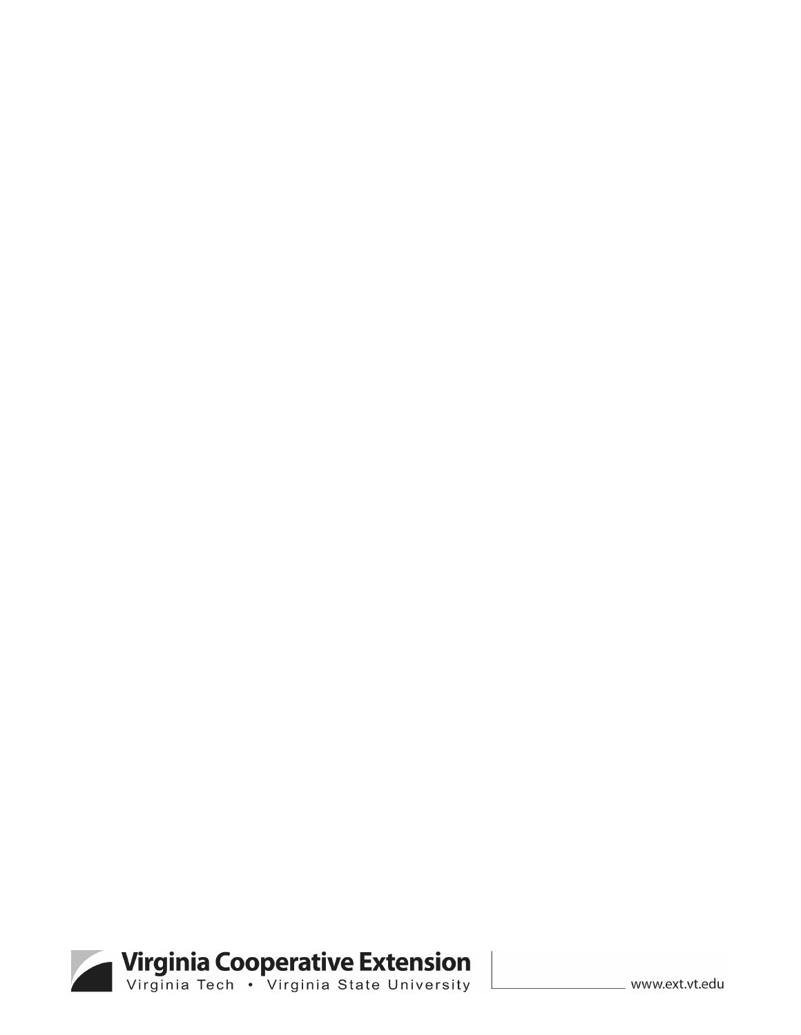Virginia Cooperative Extension

Virginia Tech • Virginia State University

www.ext.vt.edu